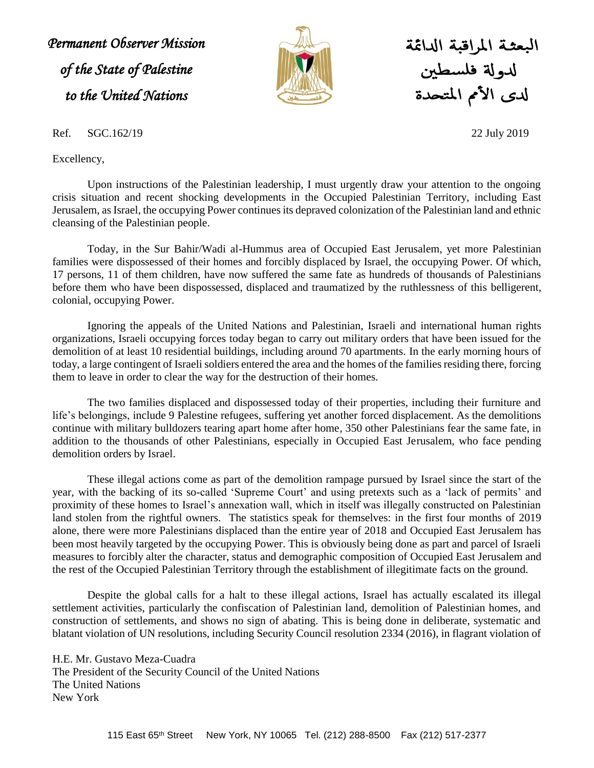*Permanent Observer Mission*
*of the State of Palestine*
*to the United Nations*

البعثة المراقبة الدائمة
لدولة فلسطين
لدى الأمم المتحدة

Ref. SGC.162/19 22 July 2019

Excellency,

Upon instructions of the Palestinian leadership, I must urgently draw your attention to the ongoing crisis situation and recent shocking developments in the Occupied Palestinian Territory, including East Jerusalem, as Israel, the occupying Power continues its depraved colonization of the Palestinian land and ethnic cleansing of the Palestinian people.

Today, in the Sur Bahir/Wadi al-Hummus area of Occupied East Jerusalem, yet more Palestinian families were dispossessed of their homes and forcibly displaced by Israel, the occupying Power. Of which, 17 persons, 11 of them children, have now suffered the same fate as hundreds of thousands of Palestinians before them who have been dispossessed, displaced and traumatized by the ruthlessness of this belligerent, colonial, occupying Power.

Ignoring the appeals of the United Nations and Palestinian, Israeli and international human rights organizations, Israeli occupying forces today began to carry out military orders that have been issued for the demolition of at least 10 residential buildings, including around 70 apartments. In the early morning hours of today, a large contingent of Israeli soldiers entered the area and the homes of the families residing there, forcing them to leave in order to clear the way for the destruction of their homes.

The two families displaced and dispossessed today of their properties, including their furniture and life's belongings, include 9 Palestine refugees, suffering yet another forced displacement. As the demolitions continue with military bulldozers tearing apart home after home, 350 other Palestinians fear the same fate, in addition to the thousands of other Palestinians, especially in Occupied East Jerusalem, who face pending demolition orders by Israel.

These illegal actions come as part of the demolition rampage pursued by Israel since the start of the year, with the backing of its so-called 'Supreme Court' and using pretexts such as a 'lack of permits' and proximity of these homes to Israel's annexation wall, which in itself was illegally constructed on Palestinian land stolen from the rightful owners. The statistics speak for themselves: in the first four months of 2019 alone, there were more Palestinians displaced than the entire year of 2018 and Occupied East Jerusalem has been most heavily targeted by the occupying Power. This is obviously being done as part and parcel of Israeli measures to forcibly alter the character, status and demographic composition of Occupied East Jerusalem and the rest of the Occupied Palestinian Territory through the establishment of illegitimate facts on the ground.

Despite the global calls for a halt to these illegal actions, Israel has actually escalated its illegal settlement activities, particularly the confiscation of Palestinian land, demolition of Palestinian homes, and construction of settlements, and shows no sign of abating. This is being done in deliberate, systematic and blatant violation of UN resolutions, including Security Council resolution 2334 (2016), in flagrant violation of

H.E. Mr. Gustavo Meza-Cuadra
The President of the Security Council of the United Nations
The United Nations
New York

115 East 65th Street New York, NY 10065 Tel. (212) 288-8500 Fax (212) 517-2377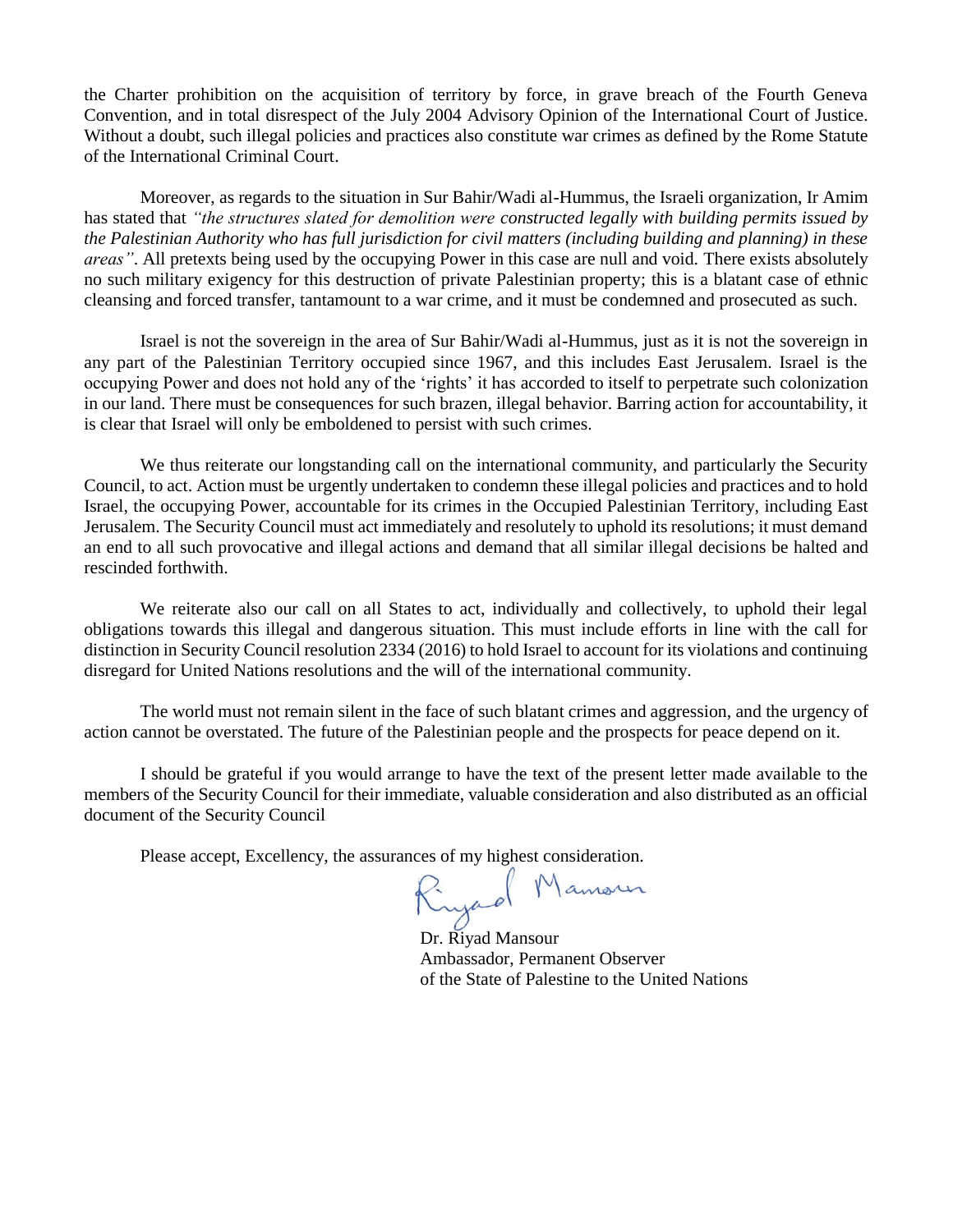the Charter prohibition on the acquisition of territory by force, in grave breach of the Fourth Geneva Convention, and in total disrespect of the July 2004 Advisory Opinion of the International Court of Justice. Without a doubt, such illegal policies and practices also constitute war crimes as defined by the Rome Statute of the International Criminal Court.

Moreover, as regards to the situation in Sur Bahir/Wadi al-Hummus, the Israeli organization, Ir Amim has stated that *"the structures slated for demolition were constructed legally with building permits issued by the Palestinian Authority who has full jurisdiction for civil matters (including building and planning) in these areas"*. All pretexts being used by the occupying Power in this case are null and void. There exists absolutely no such military exigency for this destruction of private Palestinian property; this is a blatant case of ethnic cleansing and forced transfer, tantamount to a war crime, and it must be condemned and prosecuted as such.

Israel is not the sovereign in the area of Sur Bahir/Wadi al-Hummus, just as it is not the sovereign in any part of the Palestinian Territory occupied since 1967, and this includes East Jerusalem. Israel is the occupying Power and does not hold any of the 'rights' it has accorded to itself to perpetrate such colonization in our land. There must be consequences for such brazen, illegal behavior. Barring action for accountability, it is clear that Israel will only be emboldened to persist with such crimes.

We thus reiterate our longstanding call on the international community, and particularly the Security Council, to act. Action must be urgently undertaken to condemn these illegal policies and practices and to hold Israel, the occupying Power, accountable for its crimes in the Occupied Palestinian Territory, including East Jerusalem. The Security Council must act immediately and resolutely to uphold its resolutions; it must demand an end to all such provocative and illegal actions and demand that all similar illegal decisions be halted and rescinded forthwith.

We reiterate also our call on all States to act, individually and collectively, to uphold their legal obligations towards this illegal and dangerous situation. This must include efforts in line with the call for distinction in Security Council resolution 2334 (2016) to hold Israel to account for its violations and continuing disregard for United Nations resolutions and the will of the international community.

The world must not remain silent in the face of such blatant crimes and aggression, and the urgency of action cannot be overstated. The future of the Palestinian people and the prospects for peace depend on it.

I should be grateful if you would arrange to have the text of the present letter made available to the members of the Security Council for their immediate, valuable consideration and also distributed as an official document of the Security Council

Please accept, Excellency, the assurances of my highest consideration.

Riyad Mansour

Dr. Riyad Mansour
Ambassador, Permanent Observer
of the State of Palestine to the United Nations